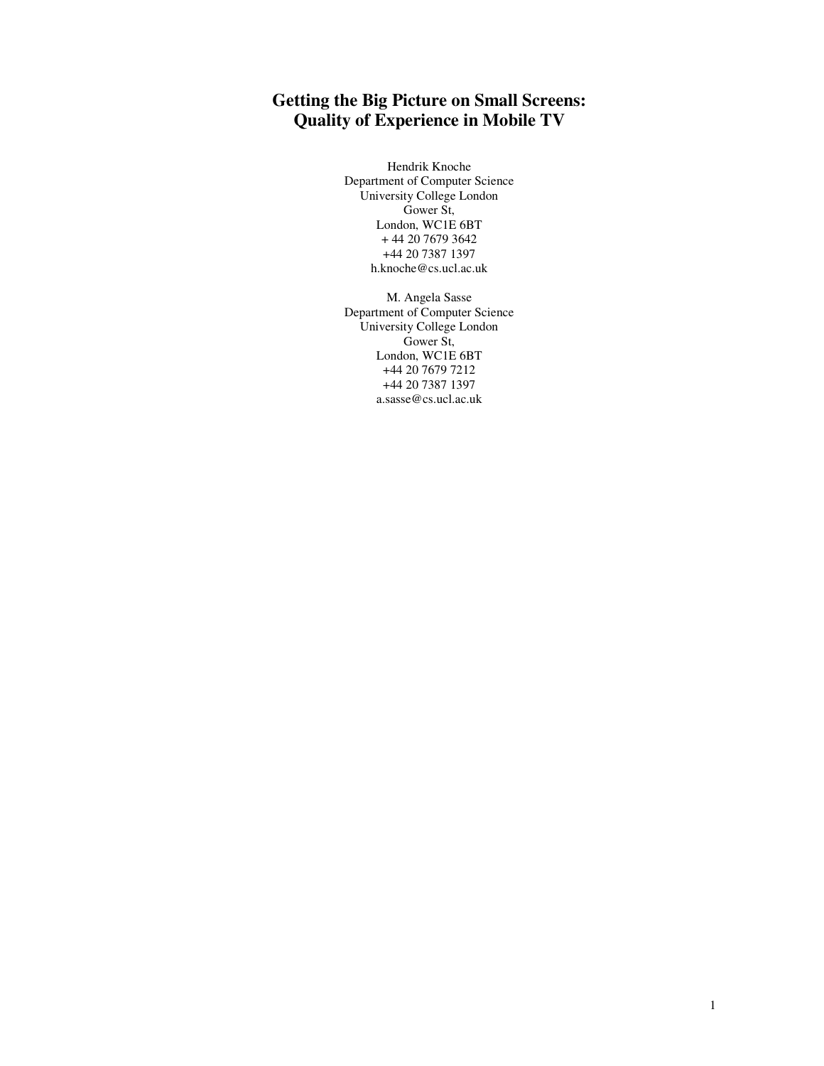# Getting the Big Picture on Small Screens: Quality of Experience in Mobile TV

Hendrik Knoche
Department of Computer Science
University College London
Gower St,
London, WC1E 6BT
+ 44 20 7679 3642
+44 20 7387 1397
h.knoche@cs.ucl.ac.uk

M. Angela Sasse
Department of Computer Science
University College London
Gower St,
London, WC1E 6BT
+44 20 7679 7212
+44 20 7387 1397
a.sasse@cs.ucl.ac.uk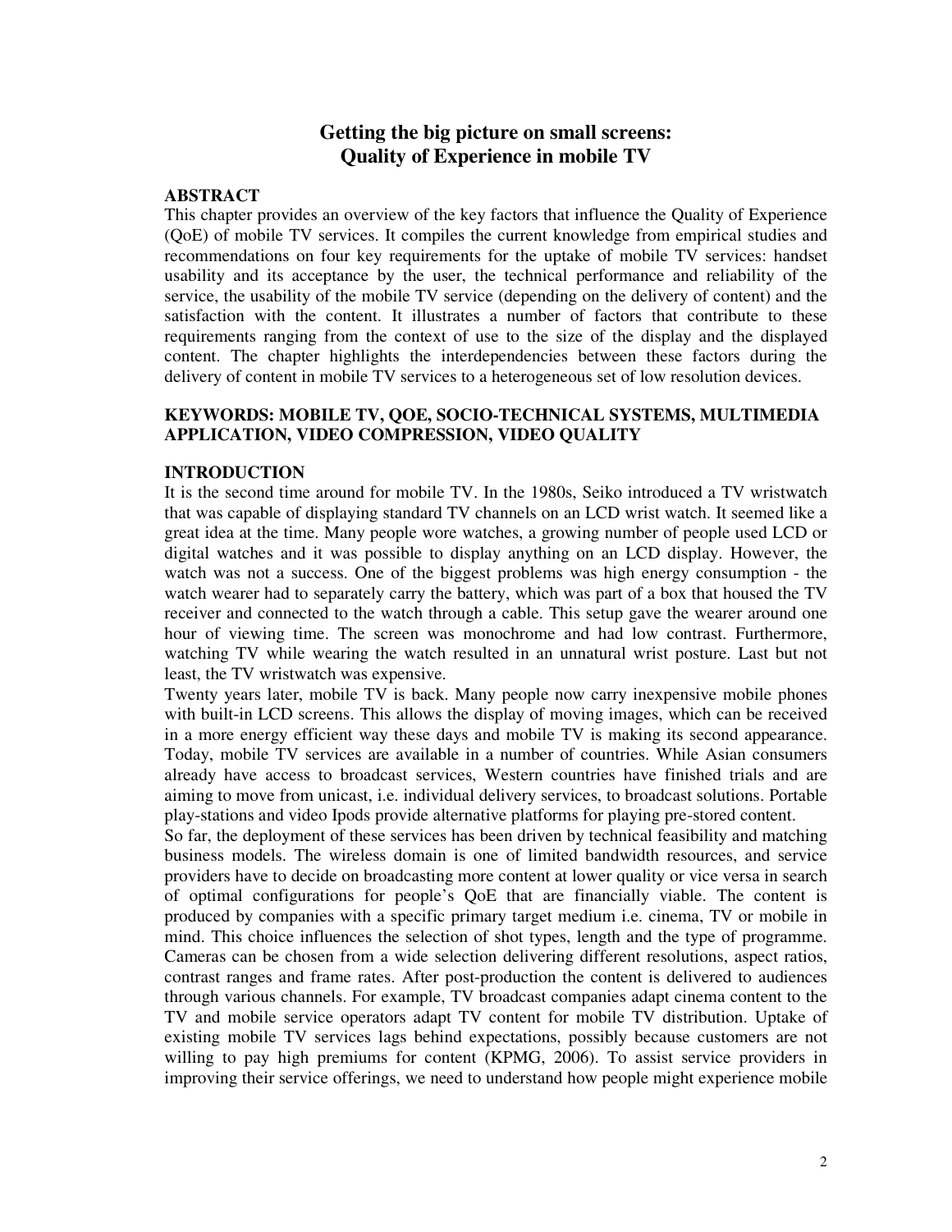# Getting the big picture on small screens: Quality of Experience in mobile TV

## ABSTRACT

This chapter provides an overview of the key factors that influence the Quality of Experience (QoE) of mobile TV services. It compiles the current knowledge from empirical studies and recommendations on four key requirements for the uptake of mobile TV services: handset usability and its acceptance by the user, the technical performance and reliability of the service, the usability of the mobile TV service (depending on the delivery of content) and the satisfaction with the content. It illustrates a number of factors that contribute to these requirements ranging from the context of use to the size of the display and the displayed content. The chapter highlights the interdependencies between these factors during the delivery of content in mobile TV services to a heterogeneous set of low resolution devices.

**KEYWORDS: MOBILE TV, QOE, SOCIO-TECHNICAL SYSTEMS, MULTIMEDIA APPLICATION, VIDEO COMPRESSION, VIDEO QUALITY**

## INTRODUCTION

It is the second time around for mobile TV. In the 1980s, Seiko introduced a TV wristwatch that was capable of displaying standard TV channels on an LCD wrist watch. It seemed like a great idea at the time. Many people wore watches, a growing number of people used LCD or digital watches and it was possible to display anything on an LCD display. However, the watch was not a success. One of the biggest problems was high energy consumption - the watch wearer had to separately carry the battery, which was part of a box that housed the TV receiver and connected to the watch through a cable. This setup gave the wearer around one hour of viewing time. The screen was monochrome and had low contrast. Furthermore, watching TV while wearing the watch resulted in an unnatural wrist posture. Last but not least, the TV wristwatch was expensive.

Twenty years later, mobile TV is back. Many people now carry inexpensive mobile phones with built-in LCD screens. This allows the display of moving images, which can be received in a more energy efficient way these days and mobile TV is making its second appearance. Today, mobile TV services are available in a number of countries. While Asian consumers already have access to broadcast services, Western countries have finished trials and are aiming to move from unicast, i.e. individual delivery services, to broadcast solutions. Portable play-stations and video Ipods provide alternative platforms for playing pre-stored content.

So far, the deployment of these services has been driven by technical feasibility and matching business models. The wireless domain is one of limited bandwidth resources, and service providers have to decide on broadcasting more content at lower quality or vice versa in search of optimal configurations for people's QoE that are financially viable. The content is produced by companies with a specific primary target medium i.e. cinema, TV or mobile in mind. This choice influences the selection of shot types, length and the type of programme. Cameras can be chosen from a wide selection delivering different resolutions, aspect ratios, contrast ranges and frame rates. After post-production the content is delivered to audiences through various channels. For example, TV broadcast companies adapt cinema content to the TV and mobile service operators adapt TV content for mobile TV distribution. Uptake of existing mobile TV services lags behind expectations, possibly because customers are not willing to pay high premiums for content (KPMG, 2006). To assist service providers in improving their service offerings, we need to understand how people might experience mobile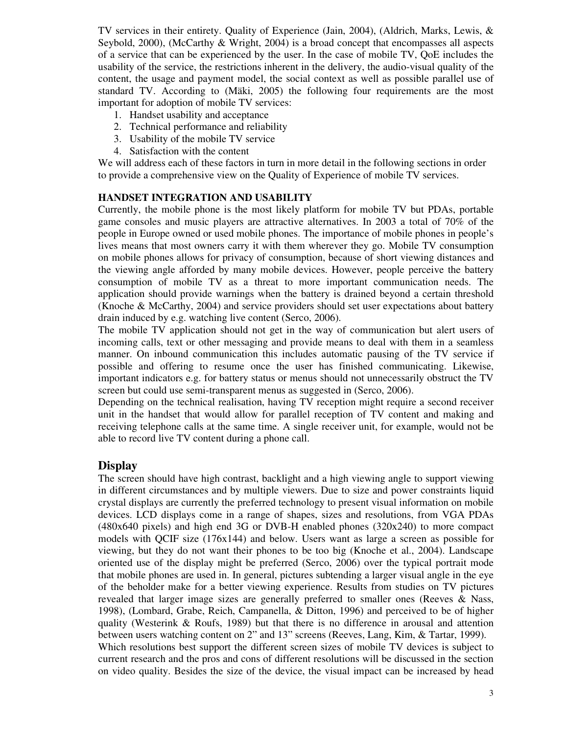TV services in their entirety. Quality of Experience (Jain, 2004), (Aldrich, Marks, Lewis, & Seybold, 2000), (McCarthy & Wright, 2004) is a broad concept that encompasses all aspects of a service that can be experienced by the user. In the case of mobile TV, QoE includes the usability of the service, the restrictions inherent in the delivery, the audio-visual quality of the content, the usage and payment model, the social context as well as possible parallel use of standard TV. According to (Mäki, 2005) the following four requirements are the most important for adoption of mobile TV services:

1. Handset usability and acceptance
2. Technical performance and reliability
3. Usability of the mobile TV service
4. Satisfaction with the content

We will address each of these factors in turn in more detail in the following sections in order to provide a comprehensive view on the Quality of Experience of mobile TV services.

**HANDSET INTEGRATION AND USABILITY**

Currently, the mobile phone is the most likely platform for mobile TV but PDAs, portable game consoles and music players are attractive alternatives. In 2003 a total of 70% of the people in Europe owned or used mobile phones. The importance of mobile phones in people's lives means that most owners carry it with them wherever they go. Mobile TV consumption on mobile phones allows for privacy of consumption, because of short viewing distances and the viewing angle afforded by many mobile devices. However, people perceive the battery consumption of mobile TV as a threat to more important communication needs. The application should provide warnings when the battery is drained beyond a certain threshold (Knoche & McCarthy, 2004) and service providers should set user expectations about battery drain induced by e.g. watching live content (Serco, 2006).

The mobile TV application should not get in the way of communication but alert users of incoming calls, text or other messaging and provide means to deal with them in a seamless manner. On inbound communication this includes automatic pausing of the TV service if possible and offering to resume once the user has finished communicating. Likewise, important indicators e.g. for battery status or menus should not unnecessarily obstruct the TV screen but could use semi-transparent menus as suggested in (Serco, 2006).

Depending on the technical realisation, having TV reception might require a second receiver unit in the handset that would allow for parallel reception of TV content and making and receiving telephone calls at the same time. A single receiver unit, for example, would not be able to record live TV content during a phone call.

## Display

The screen should have high contrast, backlight and a high viewing angle to support viewing in different circumstances and by multiple viewers. Due to size and power constraints liquid crystal displays are currently the preferred technology to present visual information on mobile devices. LCD displays come in a range of shapes, sizes and resolutions, from VGA PDAs (480x640 pixels) and high end 3G or DVB-H enabled phones (320x240) to more compact models with QCIF size (176x144) and below. Users want as large a screen as possible for viewing, but they do not want their phones to be too big (Knoche et al., 2004). Landscape oriented use of the display might be preferred (Serco, 2006) over the typical portrait mode that mobile phones are used in. In general, pictures subtending a larger visual angle in the eye of the beholder make for a better viewing experience. Results from studies on TV pictures revealed that larger image sizes are generally preferred to smaller ones (Reeves & Nass, 1998), (Lombard, Grabe, Reich, Campanella, & Ditton, 1996) and perceived to be of higher quality (Westerink & Roufs, 1989) but that there is no difference in arousal and attention between users watching content on 2" and 13" screens (Reeves, Lang, Kim, & Tartar, 1999).

Which resolutions best support the different screen sizes of mobile TV devices is subject to current research and the pros and cons of different resolutions will be discussed in the section on video quality. Besides the size of the device, the visual impact can be increased by head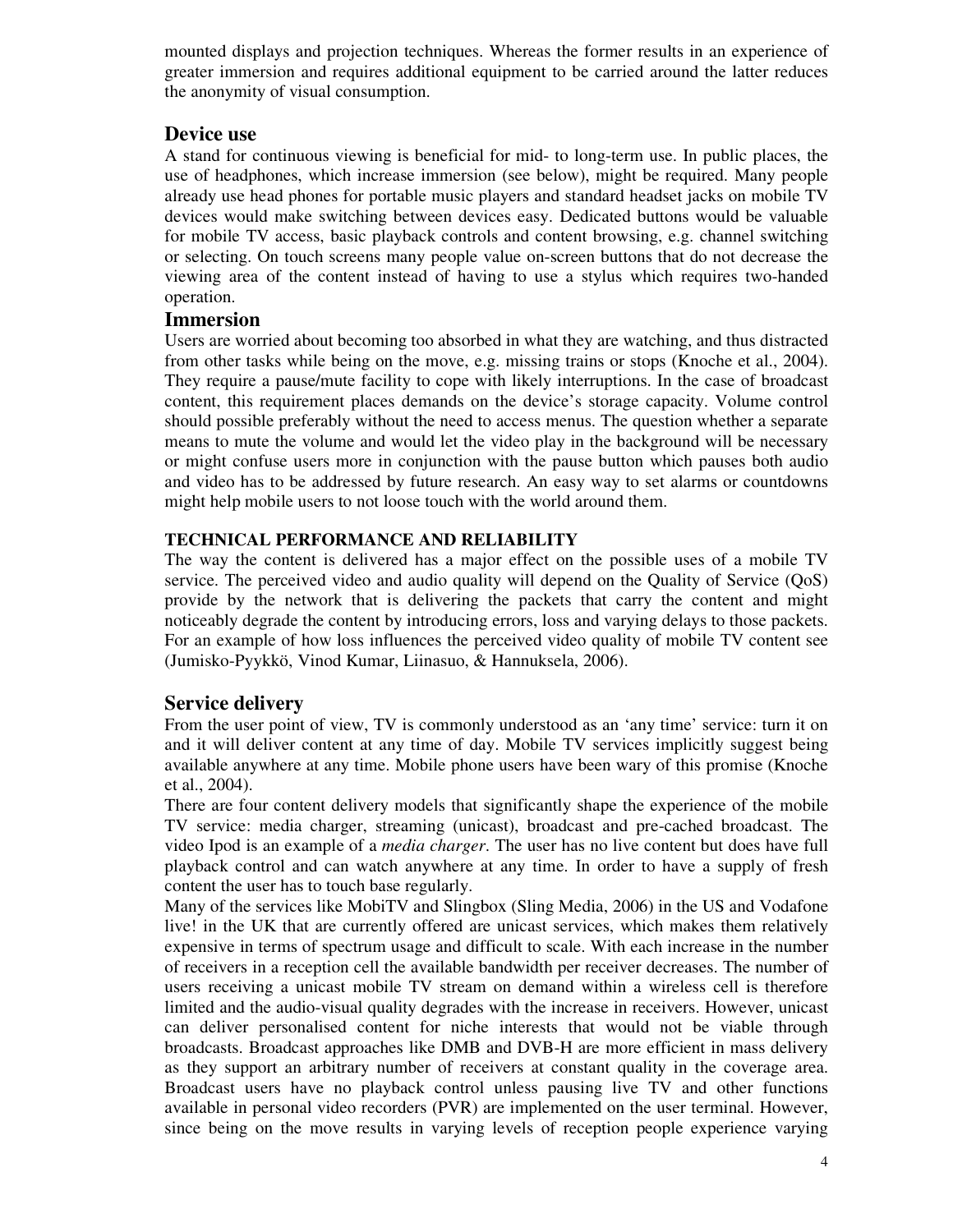mounted displays and projection techniques. Whereas the former results in an experience of greater immersion and requires additional equipment to be carried around the latter reduces the anonymity of visual consumption.

## Device use

A stand for continuous viewing is beneficial for mid- to long-term use. In public places, the use of headphones, which increase immersion (see below), might be required. Many people already use head phones for portable music players and standard headset jacks on mobile TV devices would make switching between devices easy. Dedicated buttons would be valuable for mobile TV access, basic playback controls and content browsing, e.g. channel switching or selecting. On touch screens many people value on-screen buttons that do not decrease the viewing area of the content instead of having to use a stylus which requires two-handed operation.

## Immersion

Users are worried about becoming too absorbed in what they are watching, and thus distracted from other tasks while being on the move, e.g. missing trains or stops (Knoche et al., 2004). They require a pause/mute facility to cope with likely interruptions. In the case of broadcast content, this requirement places demands on the device's storage capacity. Volume control should possible preferably without the need to access menus. The question whether a separate means to mute the volume and would let the video play in the background will be necessary or might confuse users more in conjunction with the pause button which pauses both audio and video has to be addressed by future research. An easy way to set alarms or countdowns might help mobile users to not loose touch with the world around them.

### TECHNICAL PERFORMANCE AND RELIABILITY

The way the content is delivered has a major effect on the possible uses of a mobile TV service. The perceived video and audio quality will depend on the Quality of Service (QoS) provide by the network that is delivering the packets that carry the content and might noticeably degrade the content by introducing errors, loss and varying delays to those packets. For an example of how loss influences the perceived video quality of mobile TV content see (Jumisko-Pyykkö, Vinod Kumar, Liinasuo, & Hannuksela, 2006).

## Service delivery

From the user point of view, TV is commonly understood as an 'any time' service: turn it on and it will deliver content at any time of day. Mobile TV services implicitly suggest being available anywhere at any time. Mobile phone users have been wary of this promise (Knoche et al., 2004).

There are four content delivery models that significantly shape the experience of the mobile TV service: media charger, streaming (unicast), broadcast and pre-cached broadcast. The video Ipod is an example of a *media charger*. The user has no live content but does have full playback control and can watch anywhere at any time. In order to have a supply of fresh content the user has to touch base regularly.

Many of the services like MobiTV and Slingbox (Sling Media, 2006) in the US and Vodafone live! in the UK that are currently offered are unicast services, which makes them relatively expensive in terms of spectrum usage and difficult to scale. With each increase in the number of receivers in a reception cell the available bandwidth per receiver decreases. The number of users receiving a unicast mobile TV stream on demand within a wireless cell is therefore limited and the audio-visual quality degrades with the increase in receivers. However, unicast can deliver personalised content for niche interests that would not be viable through broadcasts. Broadcast approaches like DMB and DVB-H are more efficient in mass delivery as they support an arbitrary number of receivers at constant quality in the coverage area. Broadcast users have no playback control unless pausing live TV and other functions available in personal video recorders (PVR) are implemented on the user terminal. However, since being on the move results in varying levels of reception people experience varying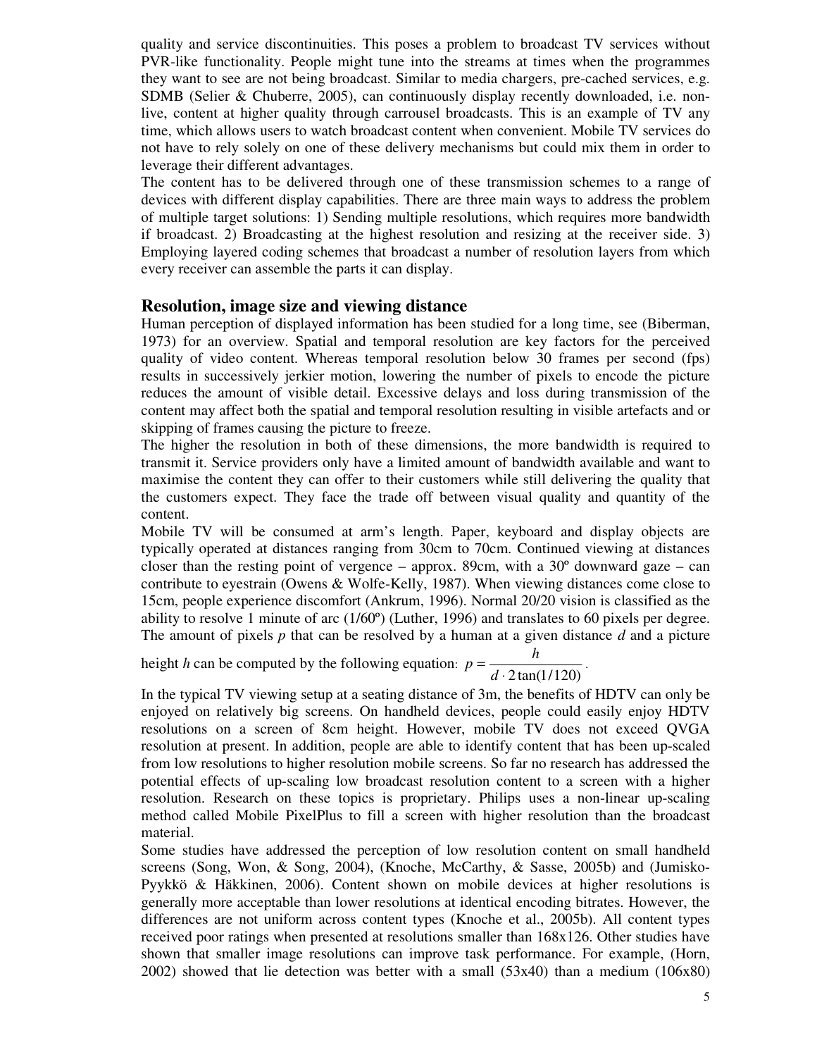quality and service discontinuities. This poses a problem to broadcast TV services without PVR-like functionality. People might tune into the streams at times when the programmes they want to see are not being broadcast. Similar to media chargers, pre-cached services, e.g. SDMB (Selier & Chuberre, 2005), can continuously display recently downloaded, i.e. non-live, content at higher quality through carrousel broadcasts. This is an example of TV any time, which allows users to watch broadcast content when convenient. Mobile TV services do not have to rely solely on one of these delivery mechanisms but could mix them in order to leverage their different advantages.

The content has to be delivered through one of these transmission schemes to a range of devices with different display capabilities. There are three main ways to address the problem of multiple target solutions: 1) Sending multiple resolutions, which requires more bandwidth if broadcast. 2) Broadcasting at the highest resolution and resizing at the receiver side. 3) Employing layered coding schemes that broadcast a number of resolution layers from which every receiver can assemble the parts it can display.

## Resolution, image size and viewing distance

Human perception of displayed information has been studied for a long time, see (Biberman, 1973) for an overview. Spatial and temporal resolution are key factors for the perceived quality of video content. Whereas temporal resolution below 30 frames per second (fps) results in successively jerkier motion, lowering the number of pixels to encode the picture reduces the amount of visible detail. Excessive delays and loss during transmission of the content may affect both the spatial and temporal resolution resulting in visible artefacts and or skipping of frames causing the picture to freeze.

The higher the resolution in both of these dimensions, the more bandwidth is required to transmit it. Service providers only have a limited amount of bandwidth available and want to maximise the content they can offer to their customers while still delivering the quality that the customers expect. They face the trade off between visual quality and quantity of the content.

Mobile TV will be consumed at arm's length. Paper, keyboard and display objects are typically operated at distances ranging from 30cm to 70cm. Continued viewing at distances closer than the resting point of vergence – approx. 89cm, with a 30º downward gaze – can contribute to eyestrain (Owens & Wolfe-Kelly, 1987). When viewing distances come close to 15cm, people experience discomfort (Ankrum, 1996). Normal 20/20 vision is classified as the ability to resolve 1 minute of arc (1/60º) (Luther, 1996) and translates to 60 pixels per degree. The amount of pixels $p$ that can be resolved by a human at a given distance $d$ and a picture height $h$ can be computed by the following equation: $p = \frac{h}{d \cdot 2\tan(1/120)}$.

In the typical TV viewing setup at a seating distance of 3m, the benefits of HDTV can only be enjoyed on relatively big screens. On handheld devices, people could easily enjoy HDTV resolutions on a screen of 8cm height. However, mobile TV does not exceed QVGA resolution at present. In addition, people are able to identify content that has been up-scaled from low resolutions to higher resolution mobile screens. So far no research has addressed the potential effects of up-scaling low broadcast resolution content to a screen with a higher resolution. Research on these topics is proprietary. Philips uses a non-linear up-scaling method called Mobile PixelPlus to fill a screen with higher resolution than the broadcast material.

Some studies have addressed the perception of low resolution content on small handheld screens (Song, Won, & Song, 2004), (Knoche, McCarthy, & Sasse, 2005b) and (Jumisko-Pyykkö & Häkkinen, 2006). Content shown on mobile devices at higher resolutions is generally more acceptable than lower resolutions at identical encoding bitrates. However, the differences are not uniform across content types (Knoche et al., 2005b). All content types received poor ratings when presented at resolutions smaller than 168x126. Other studies have shown that smaller image resolutions can improve task performance. For example, (Horn, 2002) showed that lie detection was better with a small (53x40) than a medium (106x80)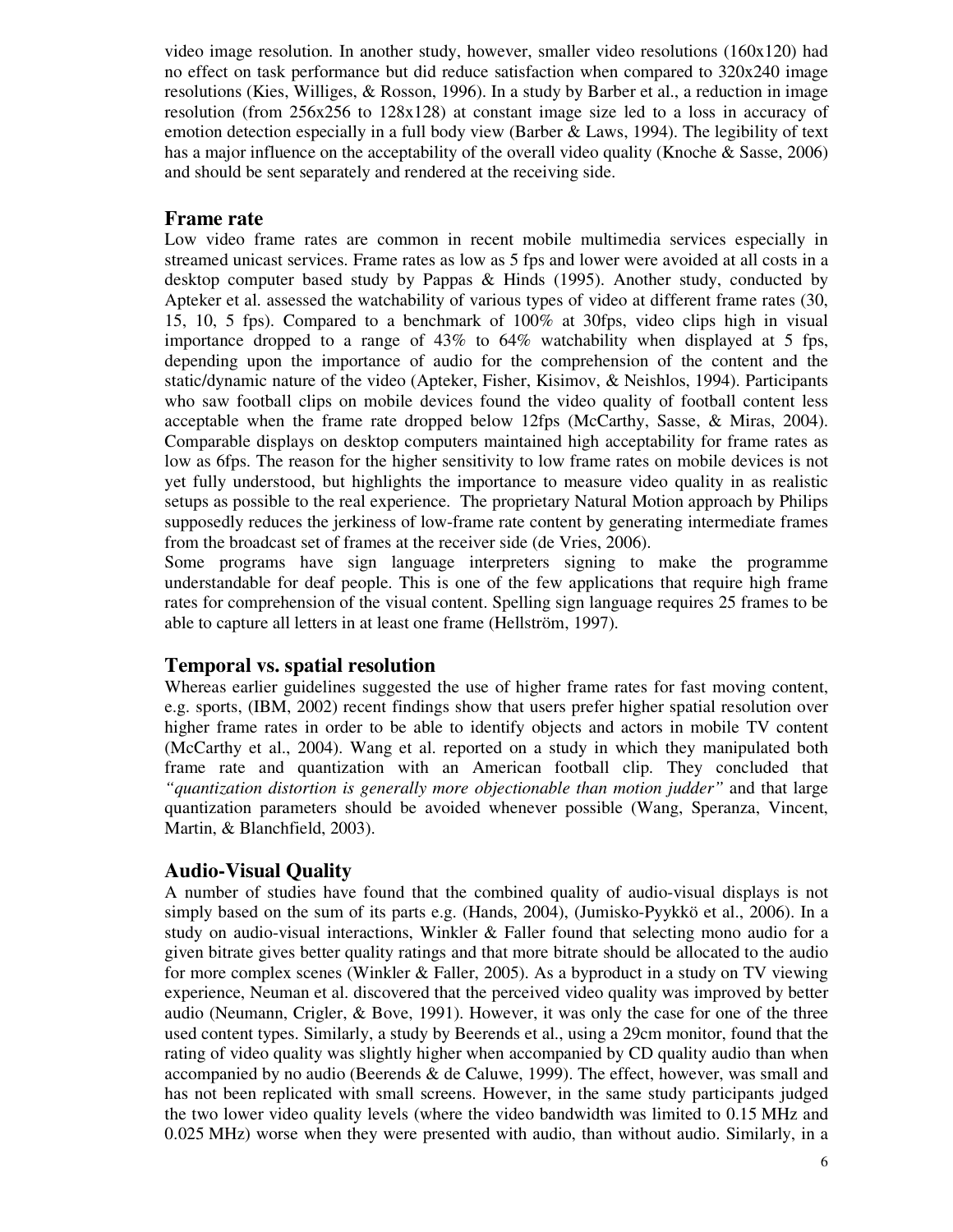video image resolution. In another study, however, smaller video resolutions (160x120) had no effect on task performance but did reduce satisfaction when compared to 320x240 image resolutions (Kies, Williges, & Rosson, 1996). In a study by Barber et al., a reduction in image resolution (from 256x256 to 128x128) at constant image size led to a loss in accuracy of emotion detection especially in a full body view (Barber & Laws, 1994). The legibility of text has a major influence on the acceptability of the overall video quality (Knoche & Sasse, 2006) and should be sent separately and rendered at the receiving side.

## Frame rate

Low video frame rates are common in recent mobile multimedia services especially in streamed unicast services. Frame rates as low as 5 fps and lower were avoided at all costs in a desktop computer based study by Pappas & Hinds (1995). Another study, conducted by Apteker et al. assessed the watchability of various types of video at different frame rates (30, 15, 10, 5 fps). Compared to a benchmark of 100% at 30fps, video clips high in visual importance dropped to a range of 43% to 64% watchability when displayed at 5 fps, depending upon the importance of audio for the comprehension of the content and the static/dynamic nature of the video (Apteker, Fisher, Kisimov, & Neishlos, 1994). Participants who saw football clips on mobile devices found the video quality of football content less acceptable when the frame rate dropped below 12fps (McCarthy, Sasse, & Miras, 2004). Comparable displays on desktop computers maintained high acceptability for frame rates as low as 6fps. The reason for the higher sensitivity to low frame rates on mobile devices is not yet fully understood, but highlights the importance to measure video quality in as realistic setups as possible to the real experience. The proprietary Natural Motion approach by Philips supposedly reduces the jerkiness of low-frame rate content by generating intermediate frames from the broadcast set of frames at the receiver side (de Vries, 2006).

Some programs have sign language interpreters signing to make the programme understandable for deaf people. This is one of the few applications that require high frame rates for comprehension of the visual content. Spelling sign language requires 25 frames to be able to capture all letters in at least one frame (Hellström, 1997).

## Temporal vs. spatial resolution

Whereas earlier guidelines suggested the use of higher frame rates for fast moving content, e.g. sports, (IBM, 2002) recent findings show that users prefer higher spatial resolution over higher frame rates in order to be able to identify objects and actors in mobile TV content (McCarthy et al., 2004). Wang et al. reported on a study in which they manipulated both frame rate and quantization with an American football clip. They concluded that *"quantization distortion is generally more objectionable than motion judder"* and that large quantization parameters should be avoided whenever possible (Wang, Speranza, Vincent, Martin, & Blanchfield, 2003).

## Audio-Visual Quality

A number of studies have found that the combined quality of audio-visual displays is not simply based on the sum of its parts e.g. (Hands, 2004), (Jumisko-Pyykkö et al., 2006). In a study on audio-visual interactions, Winkler & Faller found that selecting mono audio for a given bitrate gives better quality ratings and that more bitrate should be allocated to the audio for more complex scenes (Winkler & Faller, 2005). As a byproduct in a study on TV viewing experience, Neuman et al. discovered that the perceived video quality was improved by better audio (Neumann, Crigler, & Bove, 1991). However, it was only the case for one of the three used content types. Similarly, a study by Beerends et al., using a 29cm monitor, found that the rating of video quality was slightly higher when accompanied by CD quality audio than when accompanied by no audio (Beerends & de Caluwe, 1999). The effect, however, was small and has not been replicated with small screens. However, in the same study participants judged the two lower video quality levels (where the video bandwidth was limited to 0.15 MHz and 0.025 MHz) worse when they were presented with audio, than without audio. Similarly, in a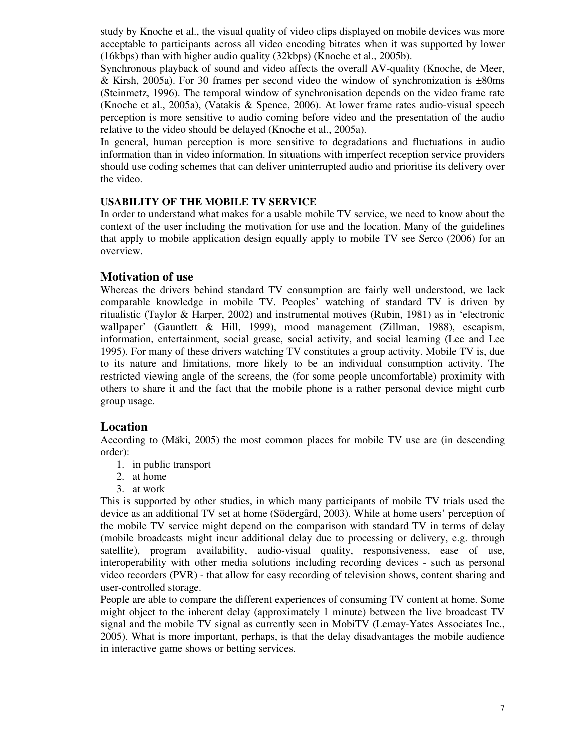study by Knoche et al., the visual quality of video clips displayed on mobile devices was more acceptable to participants across all video encoding bitrates when it was supported by lower (16kbps) than with higher audio quality (32kbps) (Knoche et al., 2005b).

Synchronous playback of sound and video affects the overall AV-quality (Knoche, de Meer, & Kirsh, 2005a). For 30 frames per second video the window of synchronization is ±80ms (Steinmetz, 1996). The temporal window of synchronisation depends on the video frame rate (Knoche et al., 2005a), (Vatakis & Spence, 2006). At lower frame rates audio-visual speech perception is more sensitive to audio coming before video and the presentation of the audio relative to the video should be delayed (Knoche et al., 2005a).

In general, human perception is more sensitive to degradations and fluctuations in audio information than in video information. In situations with imperfect reception service providers should use coding schemes that can deliver uninterrupted audio and prioritise its delivery over the video.

### USABILITY OF THE MOBILE TV SERVICE

In order to understand what makes for a usable mobile TV service, we need to know about the context of the user including the motivation for use and the location. Many of the guidelines that apply to mobile application design equally apply to mobile TV see Serco (2006) for an overview.

## Motivation of use

Whereas the drivers behind standard TV consumption are fairly well understood, we lack comparable knowledge in mobile TV. Peoples' watching of standard TV is driven by ritualistic (Taylor & Harper, 2002) and instrumental motives (Rubin, 1981) as in 'electronic wallpaper' (Gauntlett & Hill, 1999), mood management (Zillman, 1988), escapism, information, entertainment, social grease, social activity, and social learning (Lee and Lee 1995). For many of these drivers watching TV constitutes a group activity. Mobile TV is, due to its nature and limitations, more likely to be an individual consumption activity. The restricted viewing angle of the screens, the (for some people uncomfortable) proximity with others to share it and the fact that the mobile phone is a rather personal device might curb group usage.

## Location

According to (Mäki, 2005) the most common places for mobile TV use are (in descending order):

1. in public transport
2. at home
3. at work

This is supported by other studies, in which many participants of mobile TV trials used the device as an additional TV set at home (Södergård, 2003). While at home users' perception of the mobile TV service might depend on the comparison with standard TV in terms of delay (mobile broadcasts might incur additional delay due to processing or delivery, e.g. through satellite), program availability, audio-visual quality, responsiveness, ease of use, interoperability with other media solutions including recording devices - such as personal video recorders (PVR) - that allow for easy recording of television shows, content sharing and user-controlled storage.

People are able to compare the different experiences of consuming TV content at home. Some might object to the inherent delay (approximately 1 minute) between the live broadcast TV signal and the mobile TV signal as currently seen in MobiTV (Lemay-Yates Associates Inc., 2005). What is more important, perhaps, is that the delay disadvantages the mobile audience in interactive game shows or betting services.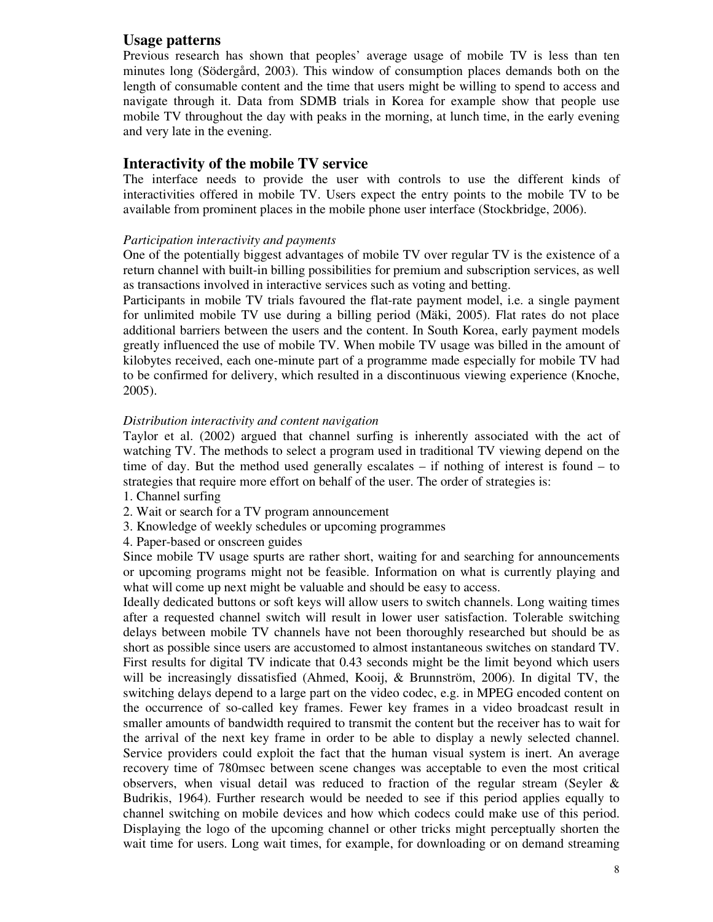## Usage patterns

Previous research has shown that peoples' average usage of mobile TV is less than ten minutes long (Södergård, 2003). This window of consumption places demands both on the length of consumable content and the time that users might be willing to spend to access and navigate through it. Data from SDMB trials in Korea for example show that people use mobile TV throughout the day with peaks in the morning, at lunch time, in the early evening and very late in the evening.

## Interactivity of the mobile TV service

The interface needs to provide the user with controls to use the different kinds of interactivities offered in mobile TV. Users expect the entry points to the mobile TV to be available from prominent places in the mobile phone user interface (Stockbridge, 2006).

*Participation interactivity and payments*

One of the potentially biggest advantages of mobile TV over regular TV is the existence of a return channel with built-in billing possibilities for premium and subscription services, as well as transactions involved in interactive services such as voting and betting.

Participants in mobile TV trials favoured the flat-rate payment model, i.e. a single payment for unlimited mobile TV use during a billing period (Mäki, 2005). Flat rates do not place additional barriers between the users and the content. In South Korea, early payment models greatly influenced the use of mobile TV. When mobile TV usage was billed in the amount of kilobytes received, each one-minute part of a programme made especially for mobile TV had to be confirmed for delivery, which resulted in a discontinuous viewing experience (Knoche, 2005).

*Distribution interactivity and content navigation*

Taylor et al. (2002) argued that channel surfing is inherently associated with the act of watching TV. The methods to select a program used in traditional TV viewing depend on the time of day. But the method used generally escalates – if nothing of interest is found – to strategies that require more effort on behalf of the user. The order of strategies is:

1. Channel surfing
2. Wait or search for a TV program announcement
3. Knowledge of weekly schedules or upcoming programmes
4. Paper-based or onscreen guides

Since mobile TV usage spurts are rather short, waiting for and searching for announcements or upcoming programs might not be feasible. Information on what is currently playing and what will come up next might be valuable and should be easy to access.

Ideally dedicated buttons or soft keys will allow users to switch channels. Long waiting times after a requested channel switch will result in lower user satisfaction. Tolerable switching delays between mobile TV channels have not been thoroughly researched but should be as short as possible since users are accustomed to almost instantaneous switches on standard TV. First results for digital TV indicate that 0.43 seconds might be the limit beyond which users will be increasingly dissatisfied (Ahmed, Kooij, & Brunnström, 2006). In digital TV, the switching delays depend to a large part on the video codec, e.g. in MPEG encoded content on the occurrence of so-called key frames. Fewer key frames in a video broadcast result in smaller amounts of bandwidth required to transmit the content but the receiver has to wait for the arrival of the next key frame in order to be able to display a newly selected channel. Service providers could exploit the fact that the human visual system is inert. An average recovery time of 780msec between scene changes was acceptable to even the most critical observers, when visual detail was reduced to fraction of the regular stream (Seyler & Budrikis, 1964). Further research would be needed to see if this period applies equally to channel switching on mobile devices and how which codecs could make use of this period. Displaying the logo of the upcoming channel or other tricks might perceptually shorten the wait time for users. Long wait times, for example, for downloading or on demand streaming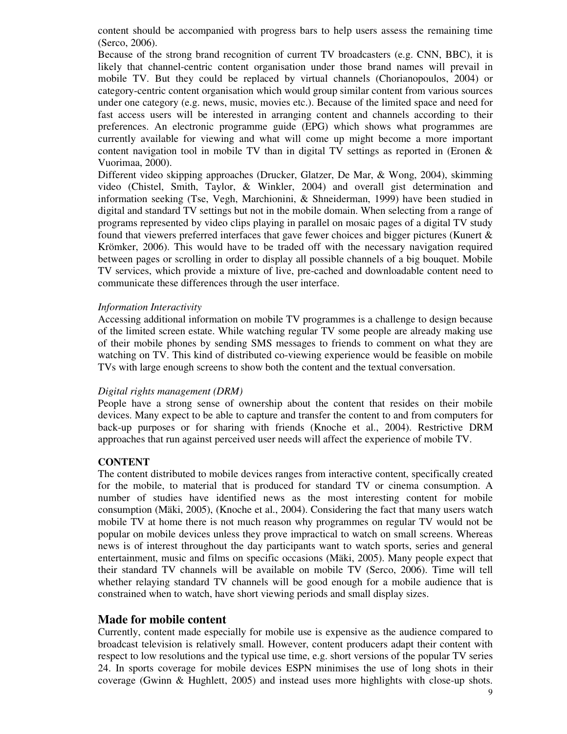content should be accompanied with progress bars to help users assess the remaining time (Serco, 2006).

Because of the strong brand recognition of current TV broadcasters (e.g. CNN, BBC), it is likely that channel-centric content organisation under those brand names will prevail in mobile TV. But they could be replaced by virtual channels (Chorianopoulos, 2004) or category-centric content organisation which would group similar content from various sources under one category (e.g. news, music, movies etc.). Because of the limited space and need for fast access users will be interested in arranging content and channels according to their preferences. An electronic programme guide (EPG) which shows what programmes are currently available for viewing and what will come up might become a more important content navigation tool in mobile TV than in digital TV settings as reported in (Eronen & Vuorimaa, 2000).

Different video skipping approaches (Drucker, Glatzer, De Mar, & Wong, 2004), skimming video (Chistel, Smith, Taylor, & Winkler, 2004) and overall gist determination and information seeking (Tse, Vegh, Marchionini, & Shneiderman, 1999) have been studied in digital and standard TV settings but not in the mobile domain. When selecting from a range of programs represented by video clips playing in parallel on mosaic pages of a digital TV study found that viewers preferred interfaces that gave fewer choices and bigger pictures (Kunert & Krömker, 2006). This would have to be traded off with the necessary navigation required between pages or scrolling in order to display all possible channels of a big bouquet. Mobile TV services, which provide a mixture of live, pre-cached and downloadable content need to communicate these differences through the user interface.

*Information Interactivity*

Accessing additional information on mobile TV programmes is a challenge to design because of the limited screen estate. While watching regular TV some people are already making use of their mobile phones by sending SMS messages to friends to comment on what they are watching on TV. This kind of distributed co-viewing experience would be feasible on mobile TVs with large enough screens to show both the content and the textual conversation.

*Digital rights management (DRM)*

People have a strong sense of ownership about the content that resides on their mobile devices. Many expect to be able to capture and transfer the content to and from computers for back-up purposes or for sharing with friends (Knoche et al., 2004). Restrictive DRM approaches that run against perceived user needs will affect the experience of mobile TV.

**CONTENT**

The content distributed to mobile devices ranges from interactive content, specifically created for the mobile, to material that is produced for standard TV or cinema consumption. A number of studies have identified news as the most interesting content for mobile consumption (Mäki, 2005), (Knoche et al., 2004). Considering the fact that many users watch mobile TV at home there is not much reason why programmes on regular TV would not be popular on mobile devices unless they prove impractical to watch on small screens. Whereas news is of interest throughout the day participants want to watch sports, series and general entertainment, music and films on specific occasions (Mäki, 2005). Many people expect that their standard TV channels will be available on mobile TV (Serco, 2006). Time will tell whether relaying standard TV channels will be good enough for a mobile audience that is constrained when to watch, have short viewing periods and small display sizes.

## Made for mobile content

Currently, content made especially for mobile use is expensive as the audience compared to broadcast television is relatively small. However, content producers adapt their content with respect to low resolutions and the typical use time, e.g. short versions of the popular TV series 24. In sports coverage for mobile devices ESPN minimises the use of long shots in their coverage (Gwinn & Hughlett, 2005) and instead uses more highlights with close-up shots.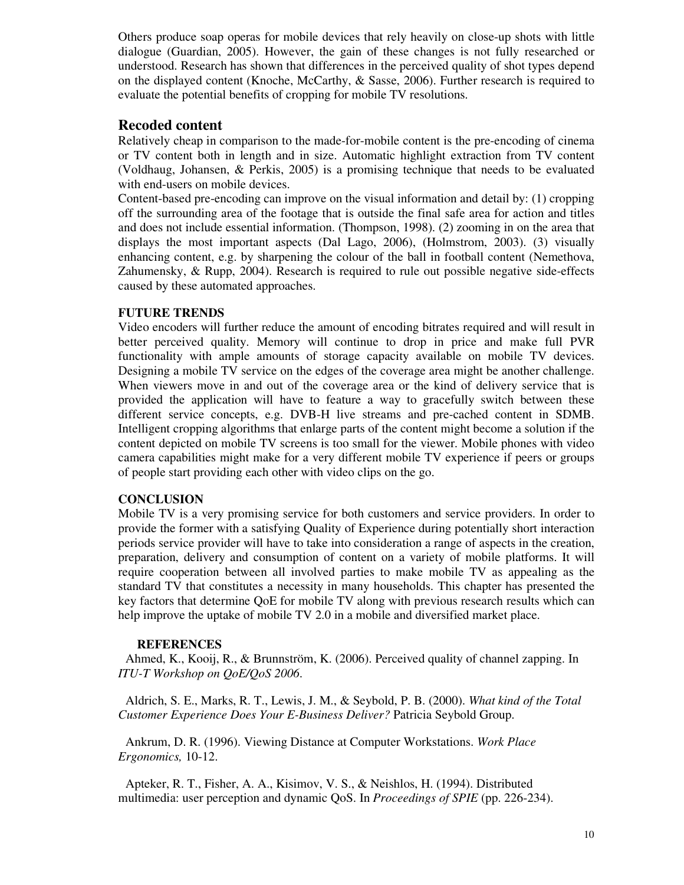Others produce soap operas for mobile devices that rely heavily on close-up shots with little dialogue (Guardian, 2005). However, the gain of these changes is not fully researched or understood. Research has shown that differences in the perceived quality of shot types depend on the displayed content (Knoche, McCarthy, & Sasse, 2006). Further research is required to evaluate the potential benefits of cropping for mobile TV resolutions.

## Recoded content

Relatively cheap in comparison to the made-for-mobile content is the pre-encoding of cinema or TV content both in length and in size. Automatic highlight extraction from TV content (Voldhaug, Johansen, & Perkis, 2005) is a promising technique that needs to be evaluated with end-users on mobile devices.

Content-based pre-encoding can improve on the visual information and detail by: (1) cropping off the surrounding area of the footage that is outside the final safe area for action and titles and does not include essential information. (Thompson, 1998). (2) zooming in on the area that displays the most important aspects (Dal Lago, 2006), (Holmstrom, 2003). (3) visually enhancing content, e.g. by sharpening the colour of the ball in football content (Nemethova, Zahumensky, & Rupp, 2004). Research is required to rule out possible negative side-effects caused by these automated approaches.

### FUTURE TRENDS

Video encoders will further reduce the amount of encoding bitrates required and will result in better perceived quality. Memory will continue to drop in price and make full PVR functionality with ample amounts of storage capacity available on mobile TV devices. Designing a mobile TV service on the edges of the coverage area might be another challenge. When viewers move in and out of the coverage area or the kind of delivery service that is provided the application will have to feature a way to gracefully switch between these different service concepts, e.g. DVB-H live streams and pre-cached content in SDMB. Intelligent cropping algorithms that enlarge parts of the content might become a solution if the content depicted on mobile TV screens is too small for the viewer. Mobile phones with video camera capabilities might make for a very different mobile TV experience if peers or groups of people start providing each other with video clips on the go.

### CONCLUSION

Mobile TV is a very promising service for both customers and service providers. In order to provide the former with a satisfying Quality of Experience during potentially short interaction periods service provider will have to take into consideration a range of aspects in the creation, preparation, delivery and consumption of content on a variety of mobile platforms. It will require cooperation between all involved parties to make mobile TV as appealing as the standard TV that constitutes a necessity in many households. This chapter has presented the key factors that determine QoE for mobile TV along with previous research results which can help improve the uptake of mobile TV 2.0 in a mobile and diversified market place.

### REFERENCES

Ahmed, K., Kooij, R., & Brunnström, K. (2006). Perceived quality of channel zapping. In *ITU-T Workshop on QoE/QoS 2006*.

Aldrich, S. E., Marks, R. T., Lewis, J. M., & Seybold, P. B. (2000). *What kind of the Total Customer Experience Does Your E-Business Deliver?* Patricia Seybold Group.

Ankrum, D. R. (1996). Viewing Distance at Computer Workstations. *Work Place Ergonomics,* 10-12.

Apteker, R. T., Fisher, A. A., Kisimov, V. S., & Neishlos, H. (1994). Distributed multimedia: user perception and dynamic QoS. In *Proceedings of SPIE* (pp. 226-234).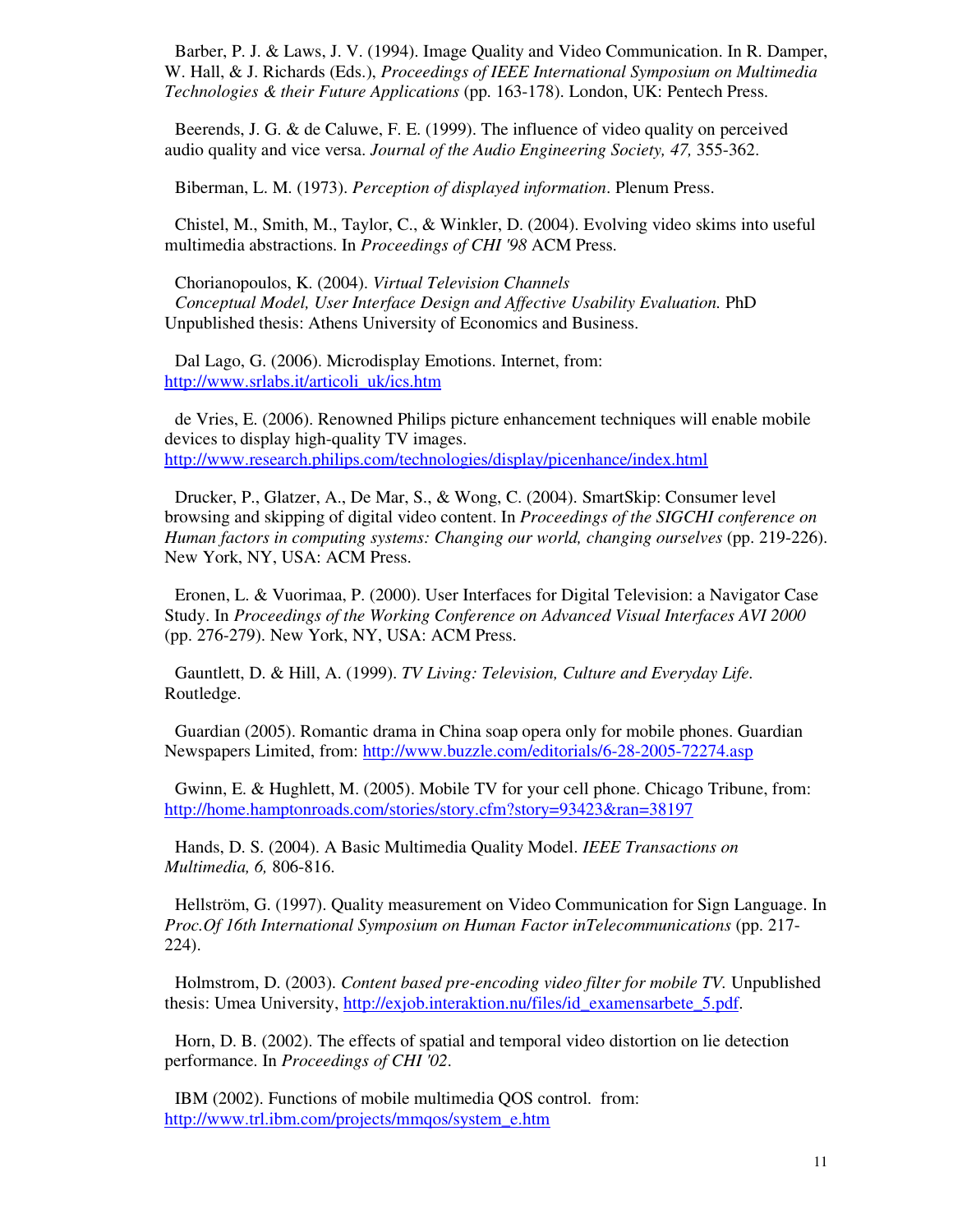Barber, P. J. & Laws, J. V. (1994). Image Quality and Video Communication. In R. Damper, W. Hall, & J. Richards (Eds.), *Proceedings of IEEE International Symposium on Multimedia Technologies & their Future Applications* (pp. 163-178). London, UK: Pentech Press.

Beerends, J. G. & de Caluwe, F. E. (1999). The influence of video quality on perceived audio quality and vice versa. *Journal of the Audio Engineering Society, 47,* 355-362.

Biberman, L. M. (1973). *Perception of displayed information*. Plenum Press.

Chistel, M., Smith, M., Taylor, C., & Winkler, D. (2004). Evolving video skims into useful multimedia abstractions. In *Proceedings of CHI '98* ACM Press.

Chorianopoulos, K. (2004). *Virtual Television Channels Conceptual Model, User Interface Design and Affective Usability Evaluation.* PhD Unpublished thesis: Athens University of Economics and Business.

Dal Lago, G. (2006). Microdisplay Emotions. Internet, from: http://www.srlabs.it/articoli_uk/ics.htm

de Vries, E. (2006). Renowned Philips picture enhancement techniques will enable mobile devices to display high-quality TV images. http://www.research.philips.com/technologies/display/picenhance/index.html

Drucker, P., Glatzer, A., De Mar, S., & Wong, C. (2004). SmartSkip: Consumer level browsing and skipping of digital video content. In *Proceedings of the SIGCHI conference on Human factors in computing systems: Changing our world, changing ourselves* (pp. 219-226). New York, NY, USA: ACM Press.

Eronen, L. & Vuorimaa, P. (2000). User Interfaces for Digital Television: a Navigator Case Study. In *Proceedings of the Working Conference on Advanced Visual Interfaces AVI 2000* (pp. 276-279). New York, NY, USA: ACM Press.

Gauntlett, D. & Hill, A. (1999). *TV Living: Television, Culture and Everyday Life*. Routledge.

Guardian (2005). Romantic drama in China soap opera only for mobile phones. Guardian Newspapers Limited, from: http://www.buzzle.com/editorials/6-28-2005-72274.asp

Gwinn, E. & Hughlett, M. (2005). Mobile TV for your cell phone. Chicago Tribune, from: http://home.hamptonroads.com/stories/story.cfm?story=93423&ran=38197

Hands, D. S. (2004). A Basic Multimedia Quality Model. *IEEE Transactions on Multimedia, 6,* 806-816.

Hellström, G. (1997). Quality measurement on Video Communication for Sign Language. In *Proc.Of 16th International Symposium on Human Factor inTelecommunications* (pp. 217-224).

Holmstrom, D. (2003). *Content based pre-encoding video filter for mobile TV.* Unpublished thesis: Umea University, http://exjob.interaktion.nu/files/id_examensarbete_5.pdf.

Horn, D. B. (2002). The effects of spatial and temporal video distortion on lie detection performance. In *Proceedings of CHI '02*.

IBM (2002). Functions of mobile multimedia QOS control. from: http://www.trl.ibm.com/projects/mmqos/system_e.htm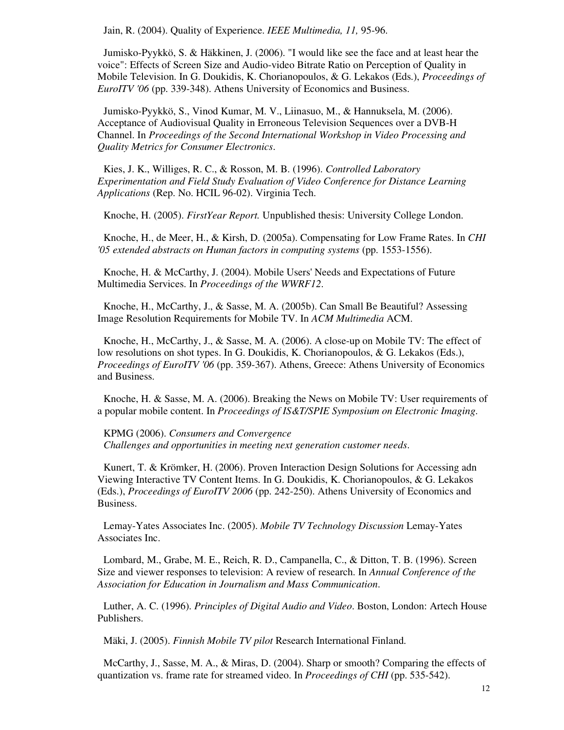Jain, R. (2004). Quality of Experience. *IEEE Multimedia, 11,* 95-96.

Jumisko-Pyykkö, S. & Häkkinen, J. (2006). "I would like see the face and at least hear the voice": Effects of Screen Size and Audio-video Bitrate Ratio on Perception of Quality in Mobile Television. In G. Doukidis, K. Chorianopoulos, & G. Lekakos (Eds.), *Proceedings of EuroITV '06* (pp. 339-348). Athens University of Economics and Business.

Jumisko-Pyykkö, S., Vinod Kumar, M. V., Liinasuo, M., & Hannuksela, M. (2006). Acceptance of Audiovisual Quality in Erroneous Television Sequences over a DVB-H Channel. In *Proceedings of the Second International Workshop in Video Processing and Quality Metrics for Consumer Electronics*.

Kies, J. K., Williges, R. C., & Rosson, M. B. (1996). *Controlled Laboratory Experimentation and Field Study Evaluation of Video Conference for Distance Learning Applications* (Rep. No. HCIL 96-02). Virginia Tech.

Knoche, H. (2005). *FirstYear Report.* Unpublished thesis: University College London.

Knoche, H., de Meer, H., & Kirsh, D. (2005a). Compensating for Low Frame Rates. In *CHI '05 extended abstracts on Human factors in computing systems* (pp. 1553-1556).

Knoche, H. & McCarthy, J. (2004). Mobile Users' Needs and Expectations of Future Multimedia Services. In *Proceedings of the WWRF12*.

Knoche, H., McCarthy, J., & Sasse, M. A. (2005b). Can Small Be Beautiful? Assessing Image Resolution Requirements for Mobile TV. In *ACM Multimedia* ACM.

Knoche, H., McCarthy, J., & Sasse, M. A. (2006). A close-up on Mobile TV: The effect of low resolutions on shot types. In G. Doukidis, K. Chorianopoulos, & G. Lekakos (Eds.), *Proceedings of EuroITV '06* (pp. 359-367). Athens, Greece: Athens University of Economics and Business.

Knoche, H. & Sasse, M. A. (2006). Breaking the News on Mobile TV: User requirements of a popular mobile content. In *Proceedings of IS&T/SPIE Symposium on Electronic Imaging*.

KPMG (2006). *Consumers and Convergence Challenges and opportunities in meeting next generation customer needs*.

Kunert, T. & Krömker, H. (2006). Proven Interaction Design Solutions for Accessing adn Viewing Interactive TV Content Items. In G. Doukidis, K. Chorianopoulos, & G. Lekakos (Eds.), *Proceedings of EuroITV 2006* (pp. 242-250). Athens University of Economics and Business.

Lemay-Yates Associates Inc. (2005). *Mobile TV Technology Discussion* Lemay-Yates Associates Inc.

Lombard, M., Grabe, M. E., Reich, R. D., Campanella, C., & Ditton, T. B. (1996). Screen Size and viewer responses to television: A review of research. In *Annual Conference of the Association for Education in Journalism and Mass Communication*.

Luther, A. C. (1996). *Principles of Digital Audio and Video*. Boston, London: Artech House Publishers.

Mäki, J. (2005). *Finnish Mobile TV pilot* Research International Finland.

McCarthy, J., Sasse, M. A., & Miras, D. (2004). Sharp or smooth? Comparing the effects of quantization vs. frame rate for streamed video. In *Proceedings of CHI* (pp. 535-542).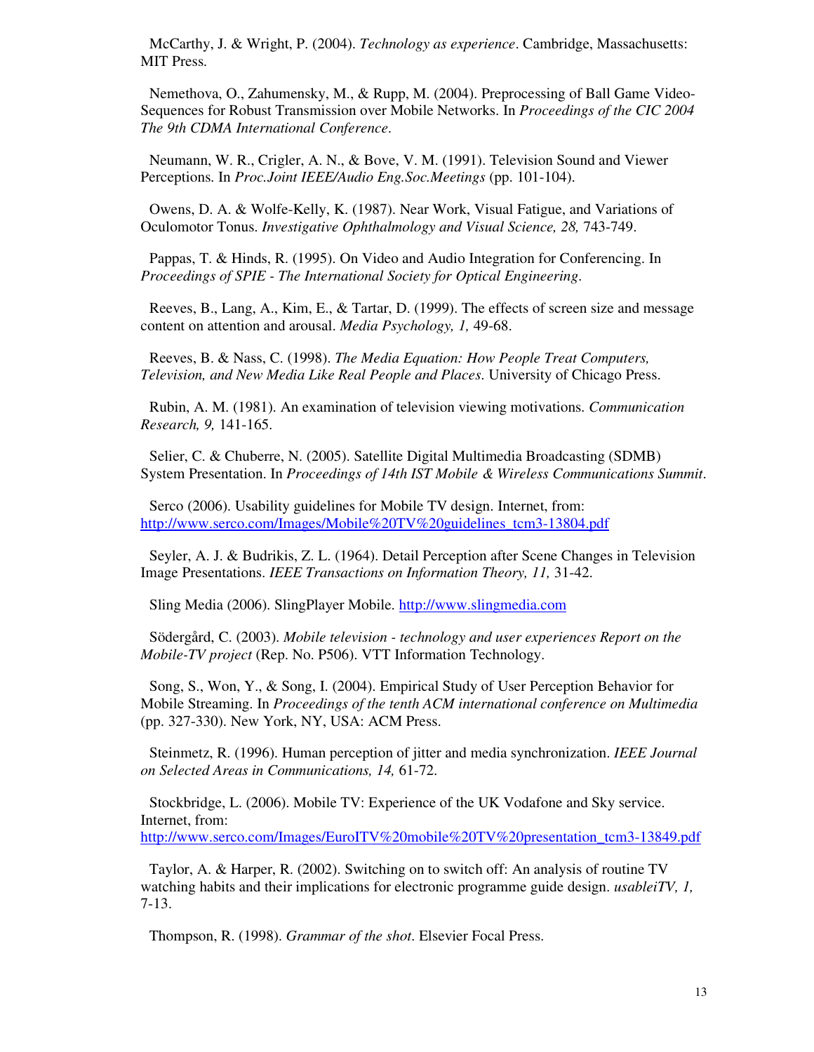McCarthy, J. & Wright, P. (2004). *Technology as experience*. Cambridge, Massachusetts: MIT Press.

Nemethova, O., Zahumensky, M., & Rupp, M. (2004). Preprocessing of Ball Game Video-Sequences for Robust Transmission over Mobile Networks. In *Proceedings of the CIC 2004 The 9th CDMA International Conference*.

Neumann, W. R., Crigler, A. N., & Bove, V. M. (1991). Television Sound and Viewer Perceptions. In *Proc.Joint IEEE/Audio Eng.Soc.Meetings* (pp. 101-104).

Owens, D. A. & Wolfe-Kelly, K. (1987). Near Work, Visual Fatigue, and Variations of Oculomotor Tonus. *Investigative Ophthalmology and Visual Science, 28,* 743-749.

Pappas, T. & Hinds, R. (1995). On Video and Audio Integration for Conferencing. In *Proceedings of SPIE - The International Society for Optical Engineering*.

Reeves, B., Lang, A., Kim, E., & Tartar, D. (1999). The effects of screen size and message content on attention and arousal. *Media Psychology, 1,* 49-68.

Reeves, B. & Nass, C. (1998). *The Media Equation: How People Treat Computers, Television, and New Media Like Real People and Places*. University of Chicago Press.

Rubin, A. M. (1981). An examination of television viewing motivations. *Communication Research, 9,* 141-165.

Selier, C. & Chuberre, N. (2005). Satellite Digital Multimedia Broadcasting (SDMB) System Presentation. In *Proceedings of 14th IST Mobile & Wireless Communications Summit*.

Serco (2006). Usability guidelines for Mobile TV design. Internet, from: http://www.serco.com/Images/Mobile%20TV%20guidelines_tcm3-13804.pdf

Seyler, A. J. & Budrikis, Z. L. (1964). Detail Perception after Scene Changes in Television Image Presentations. *IEEE Transactions on Information Theory, 11,* 31-42.

Sling Media (2006). SlingPlayer Mobile. http://www.slingmedia.com

Södergård, C. (2003). *Mobile television - technology and user experiences Report on the Mobile-TV project* (Rep. No. P506). VTT Information Technology.

Song, S., Won, Y., & Song, I. (2004). Empirical Study of User Perception Behavior for Mobile Streaming. In *Proceedings of the tenth ACM international conference on Multimedia* (pp. 327-330). New York, NY, USA: ACM Press.

Steinmetz, R. (1996). Human perception of jitter and media synchronization. *IEEE Journal on Selected Areas in Communications, 14,* 61-72.

Stockbridge, L. (2006). Mobile TV: Experience of the UK Vodafone and Sky service. Internet, from: http://www.serco.com/Images/EuroITV%20mobile%20TV%20presentation_tcm3-13849.pdf

Taylor, A. & Harper, R. (2002). Switching on to switch off: An analysis of routine TV watching habits and their implications for electronic programme guide design. *usableiTV, 1,* 7-13.

Thompson, R. (1998). *Grammar of the shot*. Elsevier Focal Press.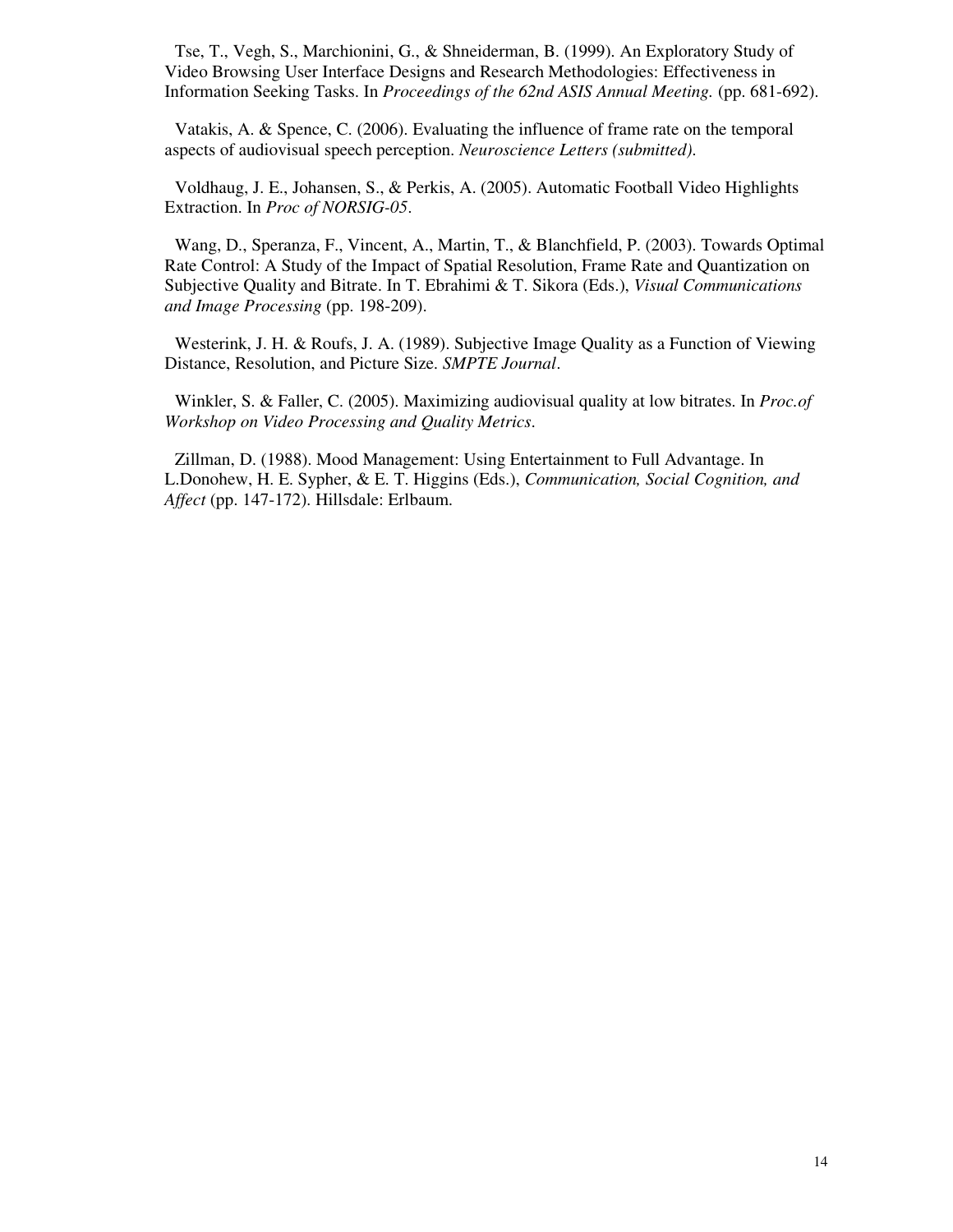Tse, T., Vegh, S., Marchionini, G., & Shneiderman, B. (1999). An Exploratory Study of Video Browsing User Interface Designs and Research Methodologies: Effectiveness in Information Seeking Tasks. In *Proceedings of the 62nd ASIS Annual Meeting.* (pp. 681-692).

Vatakis, A. & Spence, C. (2006). Evaluating the influence of frame rate on the temporal aspects of audiovisual speech perception. *Neuroscience Letters (submitted).*

Voldhaug, J. E., Johansen, S., & Perkis, A. (2005). Automatic Football Video Highlights Extraction. In *Proc of NORSIG-05*.

Wang, D., Speranza, F., Vincent, A., Martin, T., & Blanchfield, P. (2003). Towards Optimal Rate Control: A Study of the Impact of Spatial Resolution, Frame Rate and Quantization on Subjective Quality and Bitrate. In T. Ebrahimi & T. Sikora (Eds.), *Visual Communications and Image Processing* (pp. 198-209).

Westerink, J. H. & Roufs, J. A. (1989). Subjective Image Quality as a Function of Viewing Distance, Resolution, and Picture Size. *SMPTE Journal*.

Winkler, S. & Faller, C. (2005). Maximizing audiovisual quality at low bitrates. In *Proc.of Workshop on Video Processing and Quality Metrics*.

Zillman, D. (1988). Mood Management: Using Entertainment to Full Advantage. In L.Donohew, H. E. Sypher, & E. T. Higgins (Eds.), *Communication, Social Cognition, and Affect* (pp. 147-172). Hillsdale: Erlbaum.